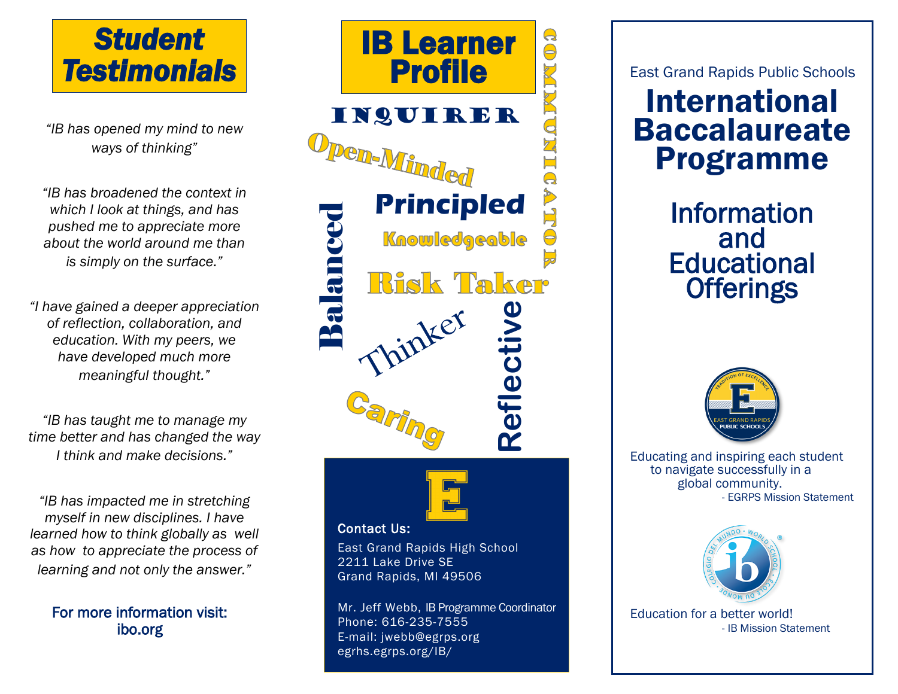# Student Testimonials

*"IB has opened my mind to new ways of thinking"*

*"IB has broadened the context in which I look at things, and has pushed me to appreciate more about the world around me than is simply on the surface."*

*"I have gained a deeper appreciation of reflection, collaboration, and education. With my peers, we have developed much more meaningful thought."*

*"IB has taught me to manage my time better and has changed the way I think and make decisions."*

*"IB has impacted me in stretching myself in new disciplines. I have learned how to think globally as well as how to appreciate the process of learning and not only the answer."*

For more information visit: ibo.org

# IB Learner Profile

- Inquirer
- Open-Minded
- Principled
- Knowledgeable
- Risk Taker
- Balanced
- Thinker
- Caring
- Reflective
- Communicator

**Contact Us:**

East Grand Rapids High School
2211 Lake Drive SE
Grand Rapids, MI 49506

Mr. Jeff Webb, IB Programme Coordinator
Phone: 616-235-7555
E-mail: jwebb@egrps.org
egrhs.egrps.org/IB/

East Grand Rapids Public Schools

# International Baccalaureate Programme

## Information and Educational Offerings

Educating and inspiring each student to navigate successfully in a global community.
- EGRPS Mission Statement

Education for a better world!
- IB Mission Statement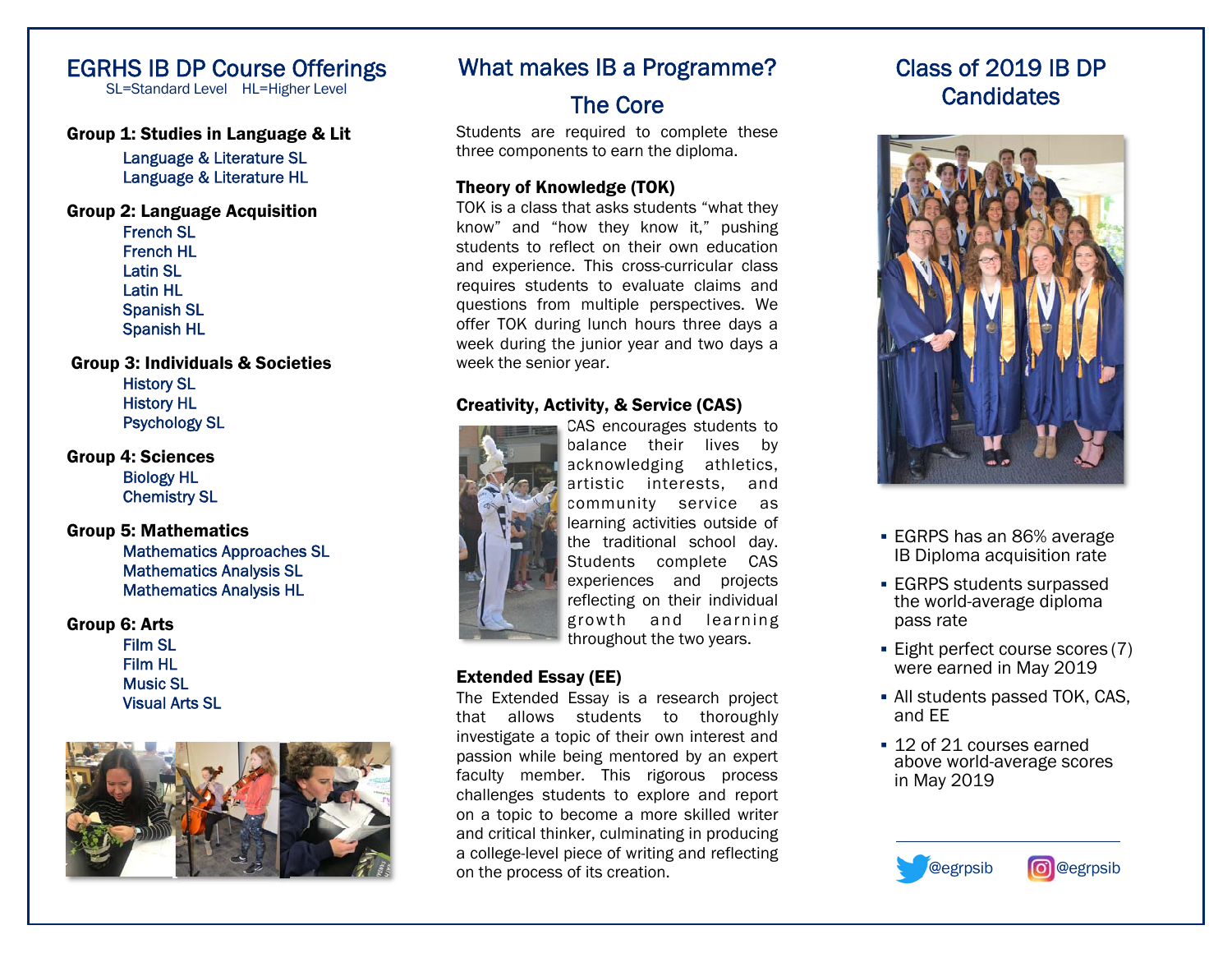# EGRHS IB DP Course Offerings

SL=Standard Level HL=Higher Level

**Group 1: Studies in Language & Lit**

- Language & Literature SL
- Language & Literature HL

**Group 2: Language Acquisition**

- French SL
- French HL
- Latin SL
- Latin HL
- Spanish SL
- Spanish HL

**Group 3: Individuals & Societies**

- History SL
- History HL
- Psychology SL

**Group 4: Sciences**

- Biology HL
- Chemistry SL

**Group 5: Mathematics**

- Mathematics Approaches SL
- Mathematics Analysis SL
- Mathematics Analysis HL

**Group 6: Arts**

- Film SL
- Film HL
- Music SL
- Visual Arts SL

# What makes IB a Programme?

## The Core

Students are required to complete these three components to earn the diploma.

**Theory of Knowledge (TOK)**

TOK is a class that asks students "what they know" and "how they know it," pushing students to reflect on their own education and experience. This cross-curricular class requires students to evaluate claims and questions from multiple perspectives. We offer TOK during lunch hours three days a week during the junior year and two days a week the senior year.

**Creativity, Activity, & Service (CAS)**

CAS encourages students to balance their lives by acknowledging athletics, artistic interests, and community service as learning activities outside of the traditional school day. Students complete CAS experiences and projects reflecting on their individual growth and learning throughout the two years.

**Extended Essay (EE)**

The Extended Essay is a research project that allows students to thoroughly investigate a topic of their own interest and passion while being mentored by an expert faculty member. This rigorous process challenges students to explore and report on a topic to become a more skilled writer and critical thinker, culminating in producing a college-level piece of writing and reflecting on the process of its creation.

# Class of 2019 IB DP Candidates

- EGRPS has an 86% average IB Diploma acquisition rate
- EGRPS students surpassed the world-average diploma pass rate
- Eight perfect course scores (7) were earned in May 2019
- All students passed TOK, CAS, and EE
- 12 of 21 courses earned above world-average scores in May 2019

@egrpsib @egrpsib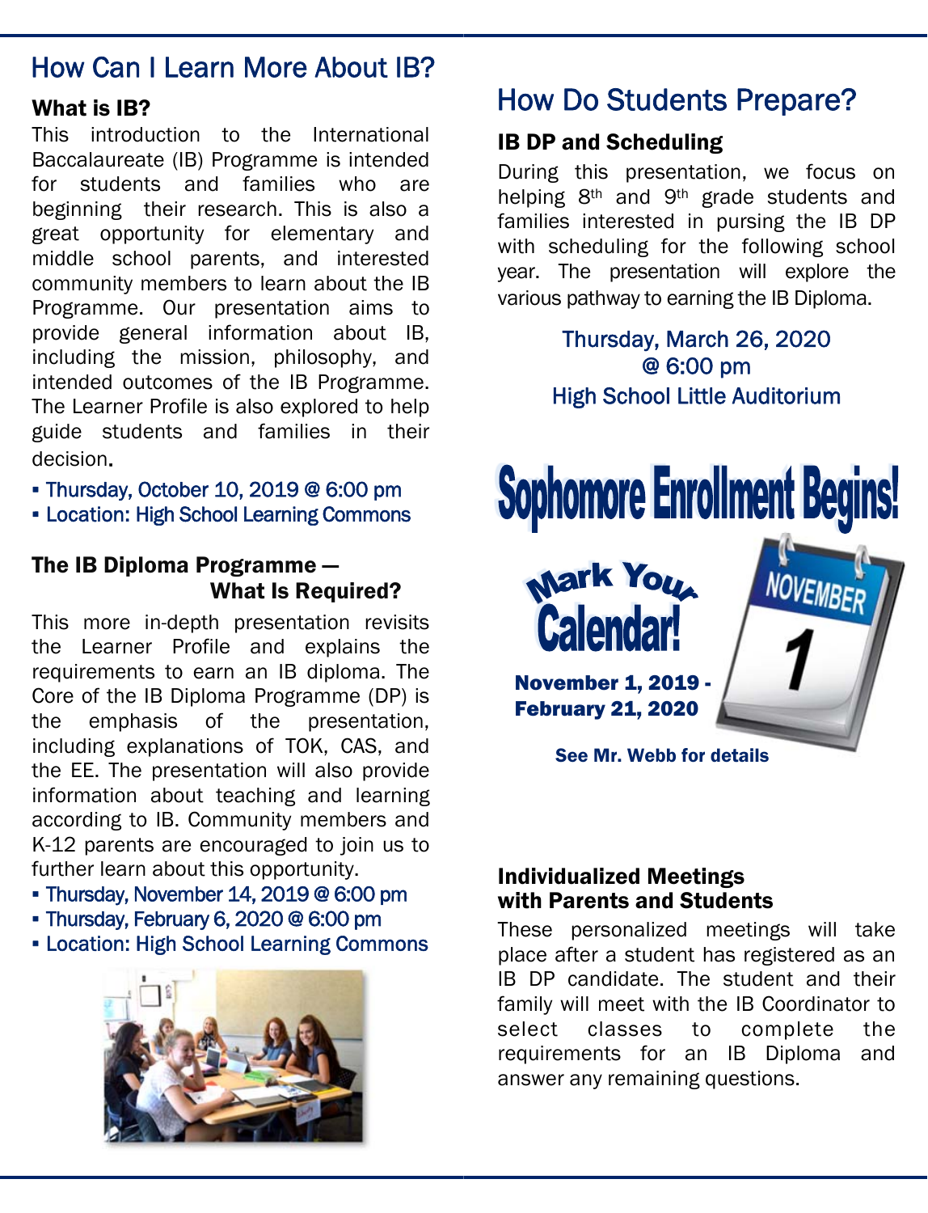## How Can I Learn More About IB?

### What is IB?

This introduction to the International Baccalaureate (IB) Programme is intended for students and families who are beginning their research. This is also a great opportunity for elementary and middle school parents, and interested community members to learn about the IB Programme. Our presentation aims to provide general information about IB, including the mission, philosophy, and intended outcomes of the IB Programme. The Learner Profile is also explored to help guide students and families in their decision.

- Thursday, October 10, 2019 @ 6:00 pm
- Location: High School Learning Commons

### The IB Diploma Programme — What Is Required?

This more in-depth presentation revisits the Learner Profile and explains the requirements to earn an IB diploma. The Core of the IB Diploma Programme (DP) is the emphasis of the presentation, including explanations of TOK, CAS, and the EE. The presentation will also provide information about teaching and learning according to IB. Community members and K-12 parents are encouraged to join us to further learn about this opportunity.

- Thursday, November 14, 2019 @ 6:00 pm
- Thursday, February 6, 2020 @ 6:00 pm
- Location: High School Learning Commons

## How Do Students Prepare?

### IB DP and Scheduling

During this presentation, we focus on helping 8th and 9th grade students and families interested in pursing the IB DP with scheduling for the following school year. The presentation will explore the various pathway to earning the IB Diploma.

Thursday, March 26, 2020
@ 6:00 pm
High School Little Auditorium

## Sophomore Enrollment Begins!

Mark Your Calendar!

NOVEMBER 1

**November 1, 2019 - February 21, 2020**

**See Mr. Webb for details**

### Individualized Meetings with Parents and Students

These personalized meetings will take place after a student has registered as an IB DP candidate. The student and their family will meet with the IB Coordinator to select classes to complete the requirements for an IB Diploma and answer any remaining questions.